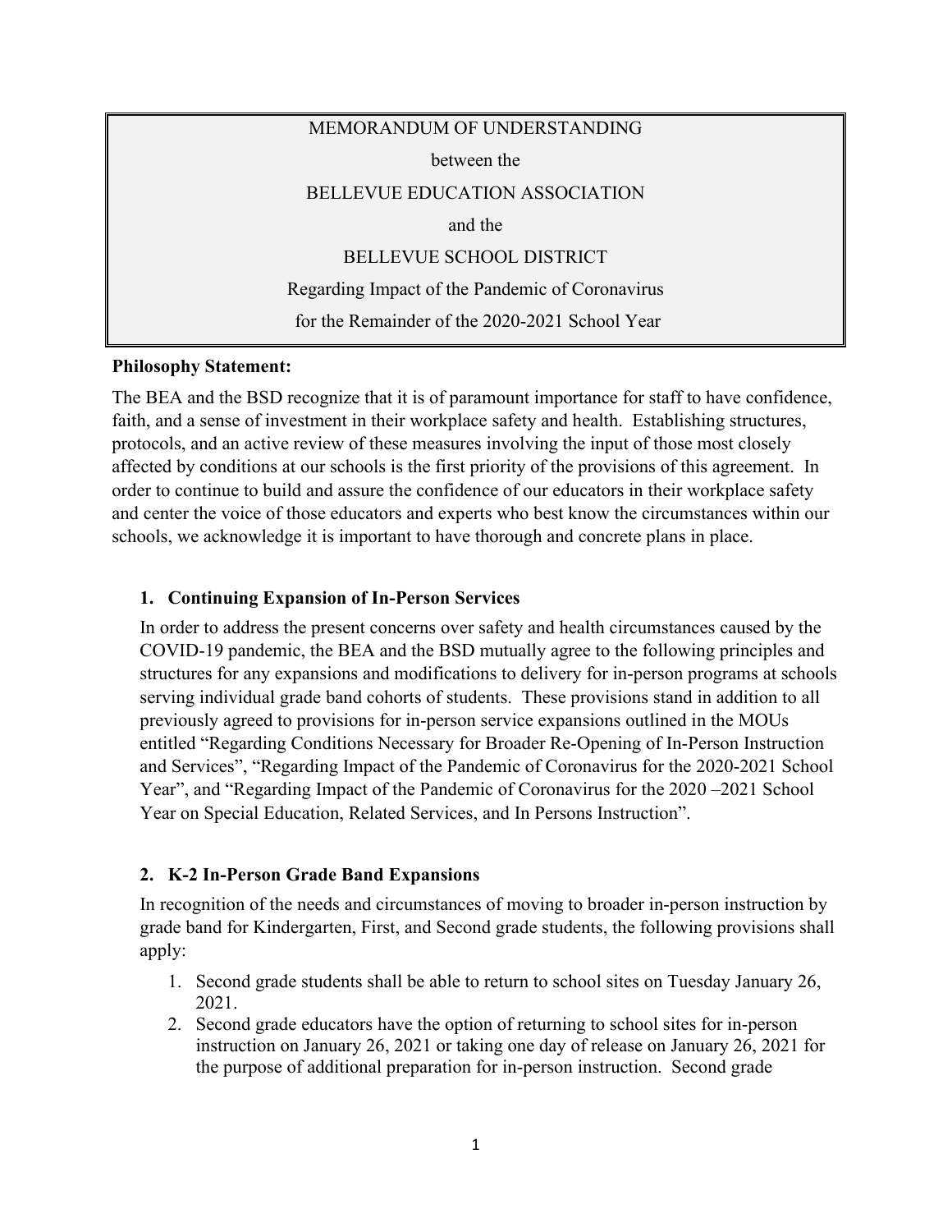MEMORANDUM OF UNDERSTANDING

between the

BELLEVUE EDUCATION ASSOCIATION

and the

BELLEVUE SCHOOL DISTRICT

Regarding Impact of the Pandemic of Coronavirus

for the Remainder of the 2020-2021 School Year

**Philosophy Statement:**

The BEA and the BSD recognize that it is of paramount importance for staff to have confidence, faith, and a sense of investment in their workplace safety and health. Establishing structures, protocols, and an active review of these measures involving the input of those most closely affected by conditions at our schools is the first priority of the provisions of this agreement. In order to continue to build and assure the confidence of our educators in their workplace safety and center the voice of those educators and experts who best know the circumstances within our schools, we acknowledge it is important to have thorough and concrete plans in place.

## 1. Continuing Expansion of In-Person Services

In order to address the present concerns over safety and health circumstances caused by the COVID-19 pandemic, the BEA and the BSD mutually agree to the following principles and structures for any expansions and modifications to delivery for in-person programs at schools serving individual grade band cohorts of students. These provisions stand in addition to all previously agreed to provisions for in-person service expansions outlined in the MOUs entitled "Regarding Conditions Necessary for Broader Re-Opening of In-Person Instruction and Services", "Regarding Impact of the Pandemic of Coronavirus for the 2020-2021 School Year", and "Regarding Impact of the Pandemic of Coronavirus for the 2020 –2021 School Year on Special Education, Related Services, and In Persons Instruction".

## 2. K-2 In-Person Grade Band Expansions

In recognition of the needs and circumstances of moving to broader in-person instruction by grade band for Kindergarten, First, and Second grade students, the following provisions shall apply:

1. Second grade students shall be able to return to school sites on Tuesday January 26, 2021.
2. Second grade educators have the option of returning to school sites for in-person instruction on January 26, 2021 or taking one day of release on January 26, 2021 for the purpose of additional preparation for in-person instruction. Second grade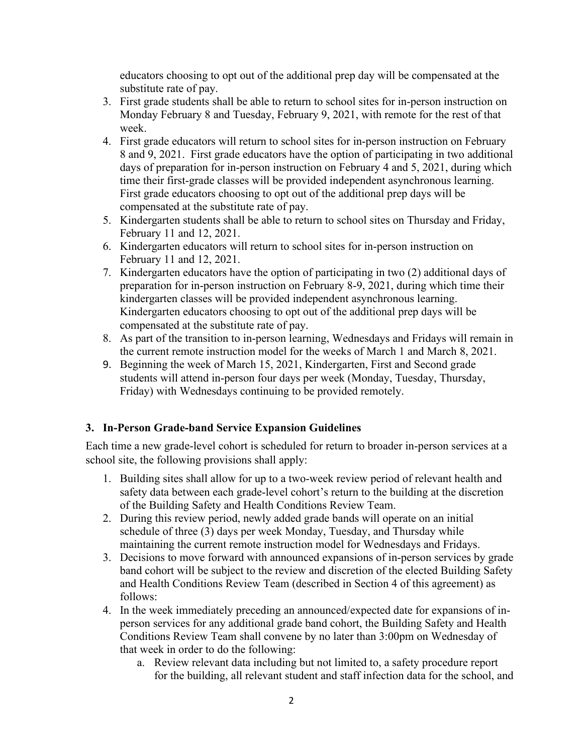educators choosing to opt out of the additional prep day will be compensated at the substitute rate of pay.

3. First grade students shall be able to return to school sites for in-person instruction on Monday February 8 and Tuesday, February 9, 2021, with remote for the rest of that week.
4. First grade educators will return to school sites for in-person instruction on February 8 and 9, 2021. First grade educators have the option of participating in two additional days of preparation for in-person instruction on February 4 and 5, 2021, during which time their first-grade classes will be provided independent asynchronous learning. First grade educators choosing to opt out of the additional prep days will be compensated at the substitute rate of pay.
5. Kindergarten students shall be able to return to school sites on Thursday and Friday, February 11 and 12, 2021.
6. Kindergarten educators will return to school sites for in-person instruction on February 11 and 12, 2021.
7. Kindergarten educators have the option of participating in two (2) additional days of preparation for in-person instruction on February 8-9, 2021, during which time their kindergarten classes will be provided independent asynchronous learning. Kindergarten educators choosing to opt out of the additional prep days will be compensated at the substitute rate of pay.
8. As part of the transition to in-person learning, Wednesdays and Fridays will remain in the current remote instruction model for the weeks of March 1 and March 8, 2021.
9. Beginning the week of March 15, 2021, Kindergarten, First and Second grade students will attend in-person four days per week (Monday, Tuesday, Thursday, Friday) with Wednesdays continuing to be provided remotely.

### 3. In-Person Grade-band Service Expansion Guidelines

Each time a new grade-level cohort is scheduled for return to broader in-person services at a school site, the following provisions shall apply:

1. Building sites shall allow for up to a two-week review period of relevant health and safety data between each grade-level cohort's return to the building at the discretion of the Building Safety and Health Conditions Review Team.
2. During this review period, newly added grade bands will operate on an initial schedule of three (3) days per week Monday, Tuesday, and Thursday while maintaining the current remote instruction model for Wednesdays and Fridays.
3. Decisions to move forward with announced expansions of in-person services by grade band cohort will be subject to the review and discretion of the elected Building Safety and Health Conditions Review Team (described in Section 4 of this agreement) as follows:
4. In the week immediately preceding an announced/expected date for expansions of in-person services for any additional grade band cohort, the Building Safety and Health Conditions Review Team shall convene by no later than 3:00pm on Wednesday of that week in order to do the following:
   a. Review relevant data including but not limited to, a safety procedure report for the building, all relevant student and staff infection data for the school, and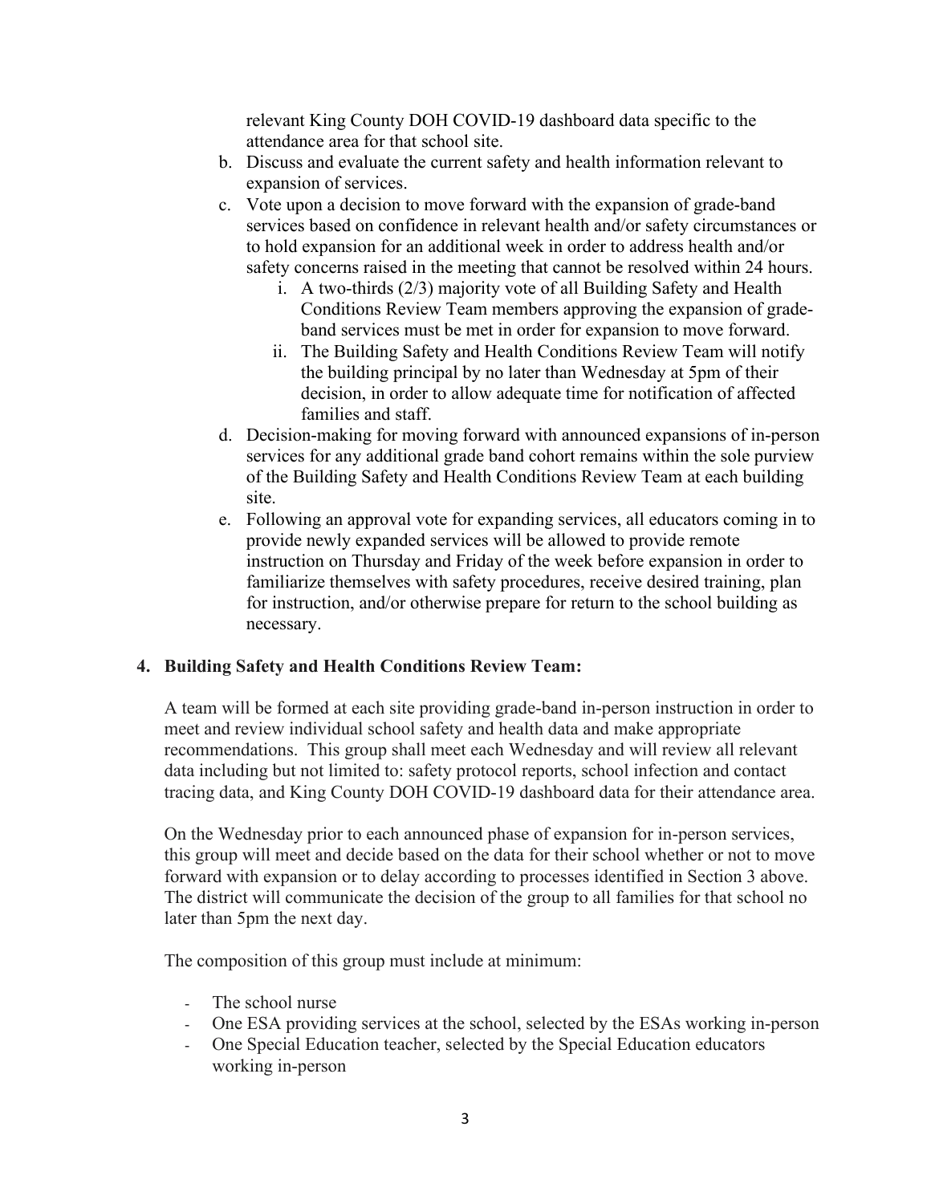relevant King County DOH COVID-19 dashboard data specific to the attendance area for that school site.

b. Discuss and evaluate the current safety and health information relevant to expansion of services.
c. Vote upon a decision to move forward with the expansion of grade-band services based on confidence in relevant health and/or safety circumstances or to hold expansion for an additional week in order to address health and/or safety concerns raised in the meeting that cannot be resolved within 24 hours.
    i. A two-thirds (2/3) majority vote of all Building Safety and Health Conditions Review Team members approving the expansion of grade-band services must be met in order for expansion to move forward.
    ii. The Building Safety and Health Conditions Review Team will notify the building principal by no later than Wednesday at 5pm of their decision, in order to allow adequate time for notification of affected families and staff.
d. Decision-making for moving forward with announced expansions of in-person services for any additional grade band cohort remains within the sole purview of the Building Safety and Health Conditions Review Team at each building site.
e. Following an approval vote for expanding services, all educators coming in to provide newly expanded services will be allowed to provide remote instruction on Thursday and Friday of the week before expansion in order to familiarize themselves with safety procedures, receive desired training, plan for instruction, and/or otherwise prepare for return to the school building as necessary.

**4. Building Safety and Health Conditions Review Team:**

A team will be formed at each site providing grade-band in-person instruction in order to meet and review individual school safety and health data and make appropriate recommendations. This group shall meet each Wednesday and will review all relevant data including but not limited to: safety protocol reports, school infection and contact tracing data, and King County DOH COVID-19 dashboard data for their attendance area.

On the Wednesday prior to each announced phase of expansion for in-person services, this group will meet and decide based on the data for their school whether or not to move forward with expansion or to delay according to processes identified in Section 3 above. The district will communicate the decision of the group to all families for that school no later than 5pm the next day.

The composition of this group must include at minimum:

- The school nurse
- One ESA providing services at the school, selected by the ESAs working in-person
- One Special Education teacher, selected by the Special Education educators working in-person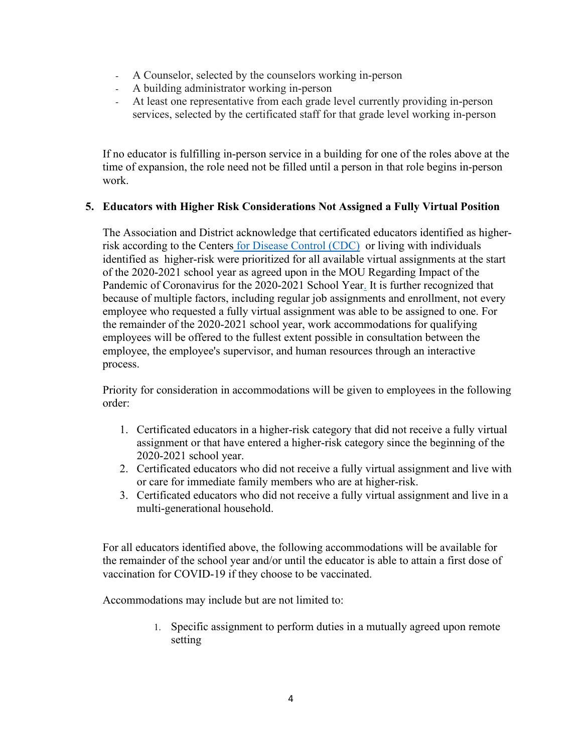- A Counselor, selected by the counselors working in-person
- A building administrator working in-person
- At least one representative from each grade level currently providing in-person services, selected by the certificated staff for that grade level working in-person

If no educator is fulfilling in-person service in a building for one of the roles above at the time of expansion, the role need not be filled until a person in that role begins in-person work.

**5. Educators with Higher Risk Considerations Not Assigned a Fully Virtual Position**

The Association and District acknowledge that certificated educators identified as higher-risk according to the Centers for Disease Control (CDC) or living with individuals identified as higher-risk were prioritized for all available virtual assignments at the start of the 2020-2021 school year as agreed upon in the MOU Regarding Impact of the Pandemic of Coronavirus for the 2020-2021 School Year. It is further recognized that because of multiple factors, including regular job assignments and enrollment, not every employee who requested a fully virtual assignment was able to be assigned to one. For the remainder of the 2020-2021 school year, work accommodations for qualifying employees will be offered to the fullest extent possible in consultation between the employee, the employee's supervisor, and human resources through an interactive process.

Priority for consideration in accommodations will be given to employees in the following order:

1. Certificated educators in a higher-risk category that did not receive a fully virtual assignment or that have entered a higher-risk category since the beginning of the 2020-2021 school year.
2. Certificated educators who did not receive a fully virtual assignment and live with or care for immediate family members who are at higher-risk.
3. Certificated educators who did not receive a fully virtual assignment and live in a multi-generational household.

For all educators identified above, the following accommodations will be available for the remainder of the school year and/or until the educator is able to attain a first dose of vaccination for COVID-19 if they choose to be vaccinated.

Accommodations may include but are not limited to:

1. Specific assignment to perform duties in a mutually agreed upon remote setting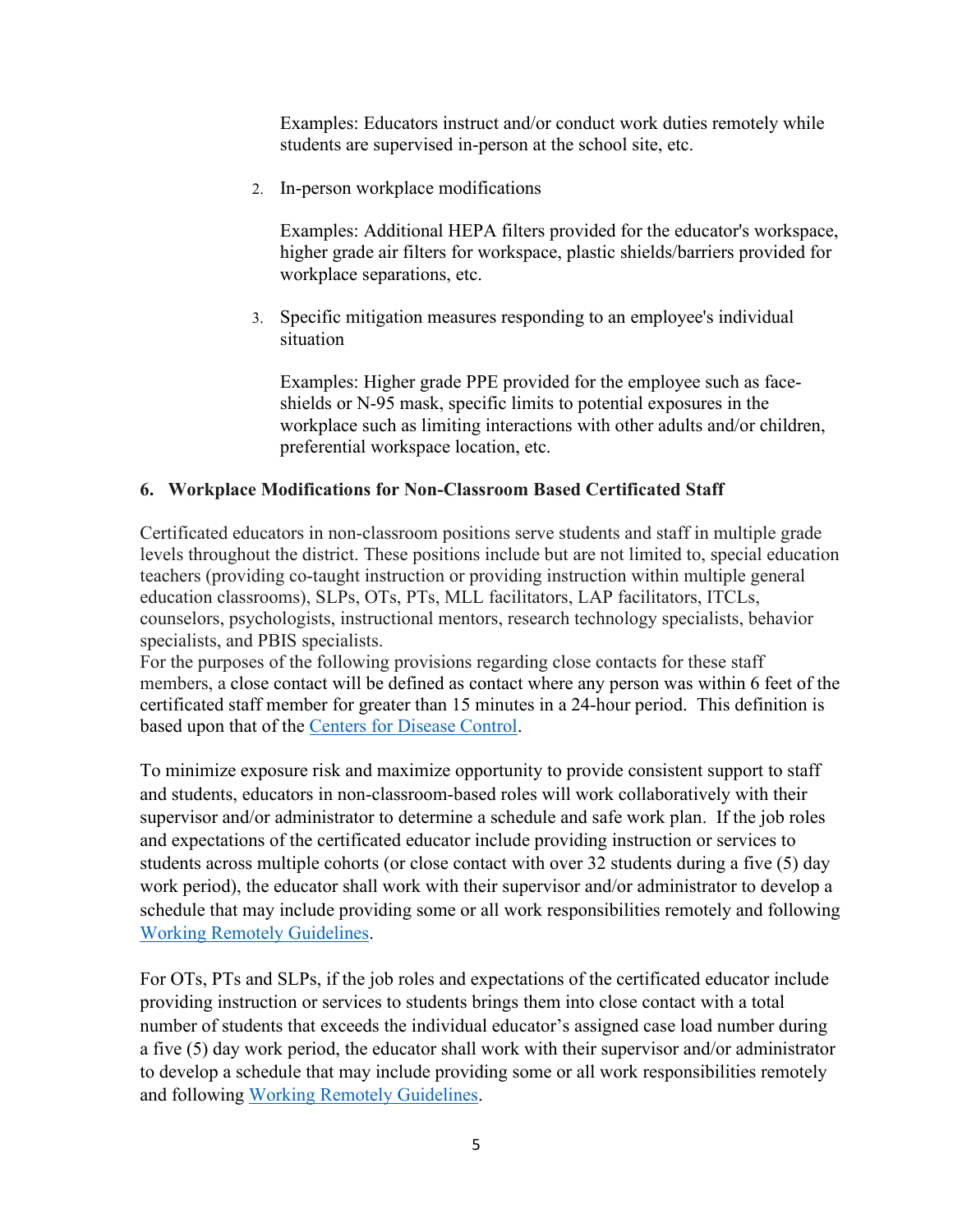Examples: Educators instruct and/or conduct work duties remotely while students are supervised in-person at the school site, etc.

2. In-person workplace modifications

   Examples: Additional HEPA filters provided for the educator's workspace, higher grade air filters for workspace, plastic shields/barriers provided for workplace separations, etc.

3. Specific mitigation measures responding to an employee's individual situation

   Examples: Higher grade PPE provided for the employee such as face-shields or N-95 mask, specific limits to potential exposures in the workplace such as limiting interactions with other adults and/or children, preferential workspace location, etc.

### 6. Workplace Modifications for Non-Classroom Based Certificated Staff

Certificated educators in non-classroom positions serve students and staff in multiple grade levels throughout the district. These positions include but are not limited to, special education teachers (providing co-taught instruction or providing instruction within multiple general education classrooms), SLPs, OTs, PTs, MLL facilitators, LAP facilitators, ITCLs, counselors, psychologists, instructional mentors, research technology specialists, behavior specialists, and PBIS specialists.
For the purposes of the following provisions regarding close contacts for these staff members, a close contact will be defined as contact where any person was within 6 feet of the certificated staff member for greater than 15 minutes in a 24-hour period. This definition is based upon that of the [Centers for Disease Control](#).

To minimize exposure risk and maximize opportunity to provide consistent support to staff and students, educators in non-classroom-based roles will work collaboratively with their supervisor and/or administrator to determine a schedule and safe work plan. If the job roles and expectations of the certificated educator include providing instruction or services to students across multiple cohorts (or close contact with over 32 students during a five (5) day work period), the educator shall work with their supervisor and/or administrator to develop a schedule that may include providing some or all work responsibilities remotely and following [Working Remotely Guidelines](#).

For OTs, PTs and SLPs, if the job roles and expectations of the certificated educator include providing instruction or services to students brings them into close contact with a total number of students that exceeds the individual educator's assigned case load number during a five (5) day work period, the educator shall work with their supervisor and/or administrator to develop a schedule that may include providing some or all work responsibilities remotely and following [Working Remotely Guidelines](#).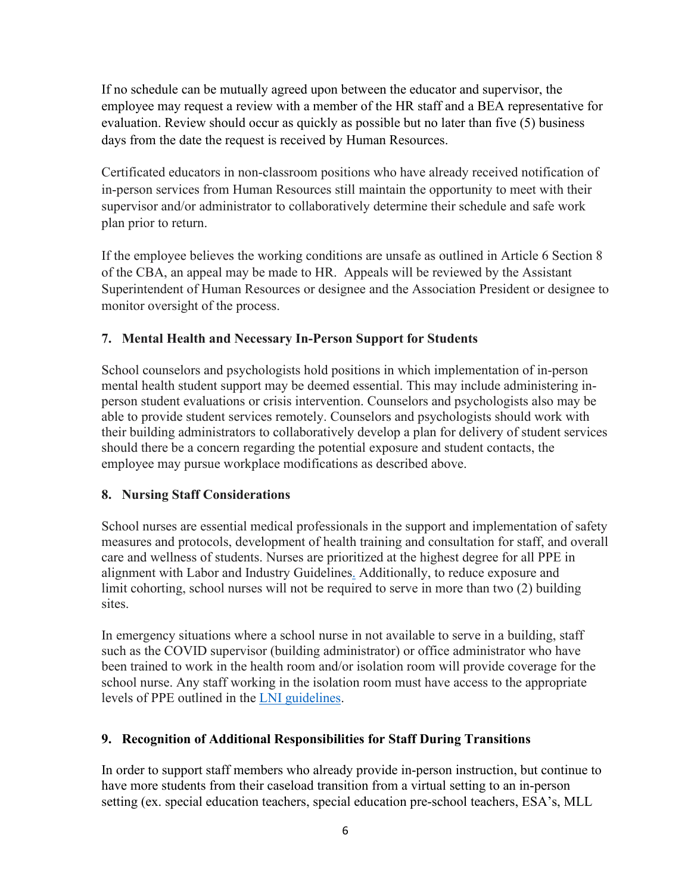If no schedule can be mutually agreed upon between the educator and supervisor, the employee may request a review with a member of the HR staff and a BEA representative for evaluation. Review should occur as quickly as possible but no later than five (5) business days from the date the request is received by Human Resources.

Certificated educators in non-classroom positions who have already received notification of in-person services from Human Resources still maintain the opportunity to meet with their supervisor and/or administrator to collaboratively determine their schedule and safe work plan prior to return.

If the employee believes the working conditions are unsafe as outlined in Article 6 Section 8 of the CBA, an appeal may be made to HR. Appeals will be reviewed by the Assistant Superintendent of Human Resources or designee and the Association President or designee to monitor oversight of the process.

### 7. Mental Health and Necessary In-Person Support for Students

School counselors and psychologists hold positions in which implementation of in-person mental health student support may be deemed essential. This may include administering in-person student evaluations or crisis intervention. Counselors and psychologists also may be able to provide student services remotely. Counselors and psychologists should work with their building administrators to collaboratively develop a plan for delivery of student services should there be a concern regarding the potential exposure and student contacts, the employee may pursue workplace modifications as described above.

### 8. Nursing Staff Considerations

School nurses are essential medical professionals in the support and implementation of safety measures and protocols, development of health training and consultation for staff, and overall care and wellness of students. Nurses are prioritized at the highest degree for all PPE in alignment with Labor and Industry Guidelines. Additionally, to reduce exposure and limit cohorting, school nurses will not be required to serve in more than two (2) building sites.

In emergency situations where a school nurse in not available to serve in a building, staff such as the COVID supervisor (building administrator) or office administrator who have been trained to work in the health room and/or isolation room will provide coverage for the school nurse. Any staff working in the isolation room must have access to the appropriate levels of PPE outlined in the LNI guidelines.

### 9. Recognition of Additional Responsibilities for Staff During Transitions

In order to support staff members who already provide in-person instruction, but continue to have more students from their caseload transition from a virtual setting to an in-person setting (ex. special education teachers, special education pre-school teachers, ESA's, MLL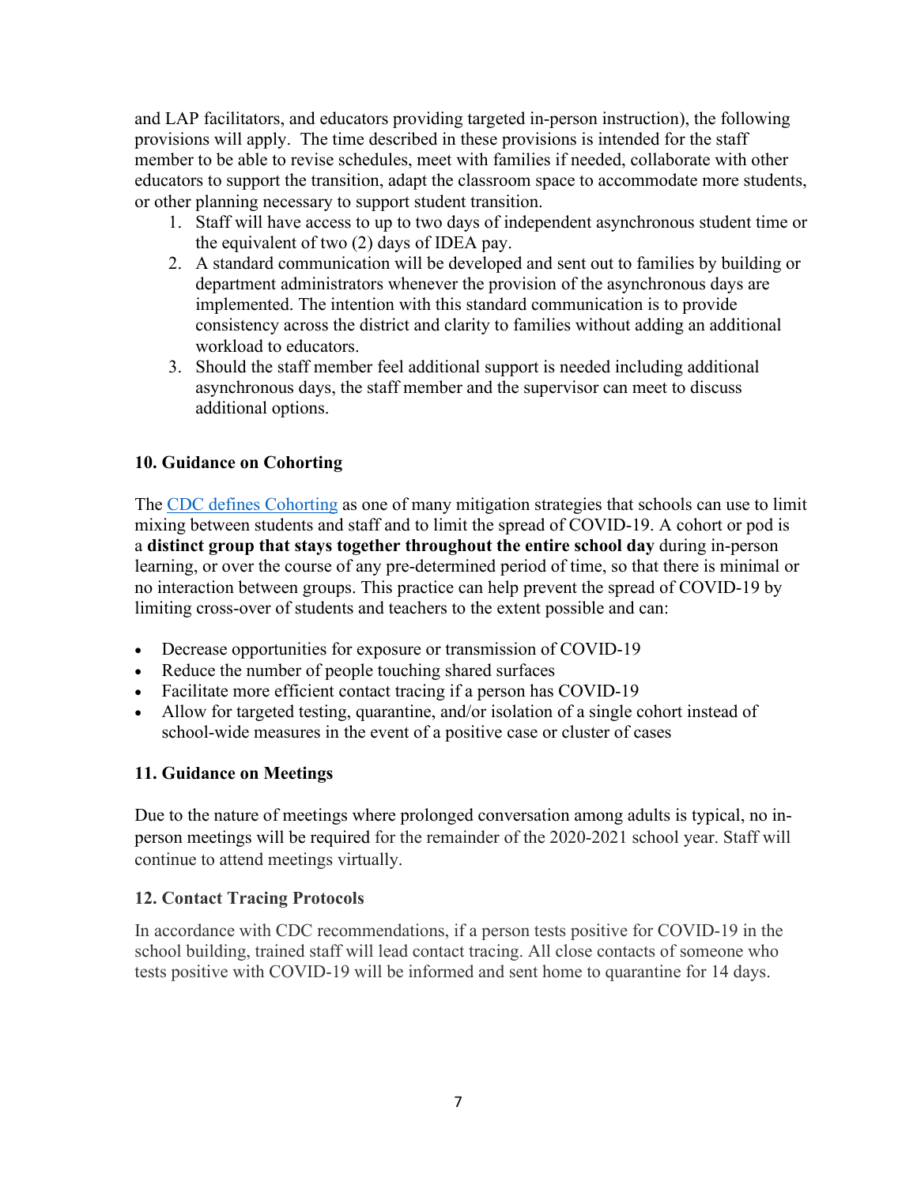and LAP facilitators, and educators providing targeted in-person instruction), the following provisions will apply. The time described in these provisions is intended for the staff member to be able to revise schedules, meet with families if needed, collaborate with other educators to support the transition, adapt the classroom space to accommodate more students, or other planning necessary to support student transition.

1. Staff will have access to up to two days of independent asynchronous student time or the equivalent of two (2) days of IDEA pay.
2. A standard communication will be developed and sent out to families by building or department administrators whenever the provision of the asynchronous days are implemented. The intention with this standard communication is to provide consistency across the district and clarity to families without adding an additional workload to educators.
3. Should the staff member feel additional support is needed including additional asynchronous days, the staff member and the supervisor can meet to discuss additional options.

### 10. Guidance on Cohorting

The [CDC defines Cohorting] as one of many mitigation strategies that schools can use to limit mixing between students and staff and to limit the spread of COVID-19. A cohort or pod is a **distinct group that stays together throughout the entire school day** during in-person learning, or over the course of any pre-determined period of time, so that there is minimal or no interaction between groups. This practice can help prevent the spread of COVID-19 by limiting cross-over of students and teachers to the extent possible and can:

- Decrease opportunities for exposure or transmission of COVID-19
- Reduce the number of people touching shared surfaces
- Facilitate more efficient contact tracing if a person has COVID-19
- Allow for targeted testing, quarantine, and/or isolation of a single cohort instead of school-wide measures in the event of a positive case or cluster of cases

### 11. Guidance on Meetings

Due to the nature of meetings where prolonged conversation among adults is typical, no in-person meetings will be required for the remainder of the 2020-2021 school year. Staff will continue to attend meetings virtually.

### 12. Contact Tracing Protocols

In accordance with CDC recommendations, if a person tests positive for COVID-19 in the school building, trained staff will lead contact tracing. All close contacts of someone who tests positive with COVID-19 will be informed and sent home to quarantine for 14 days.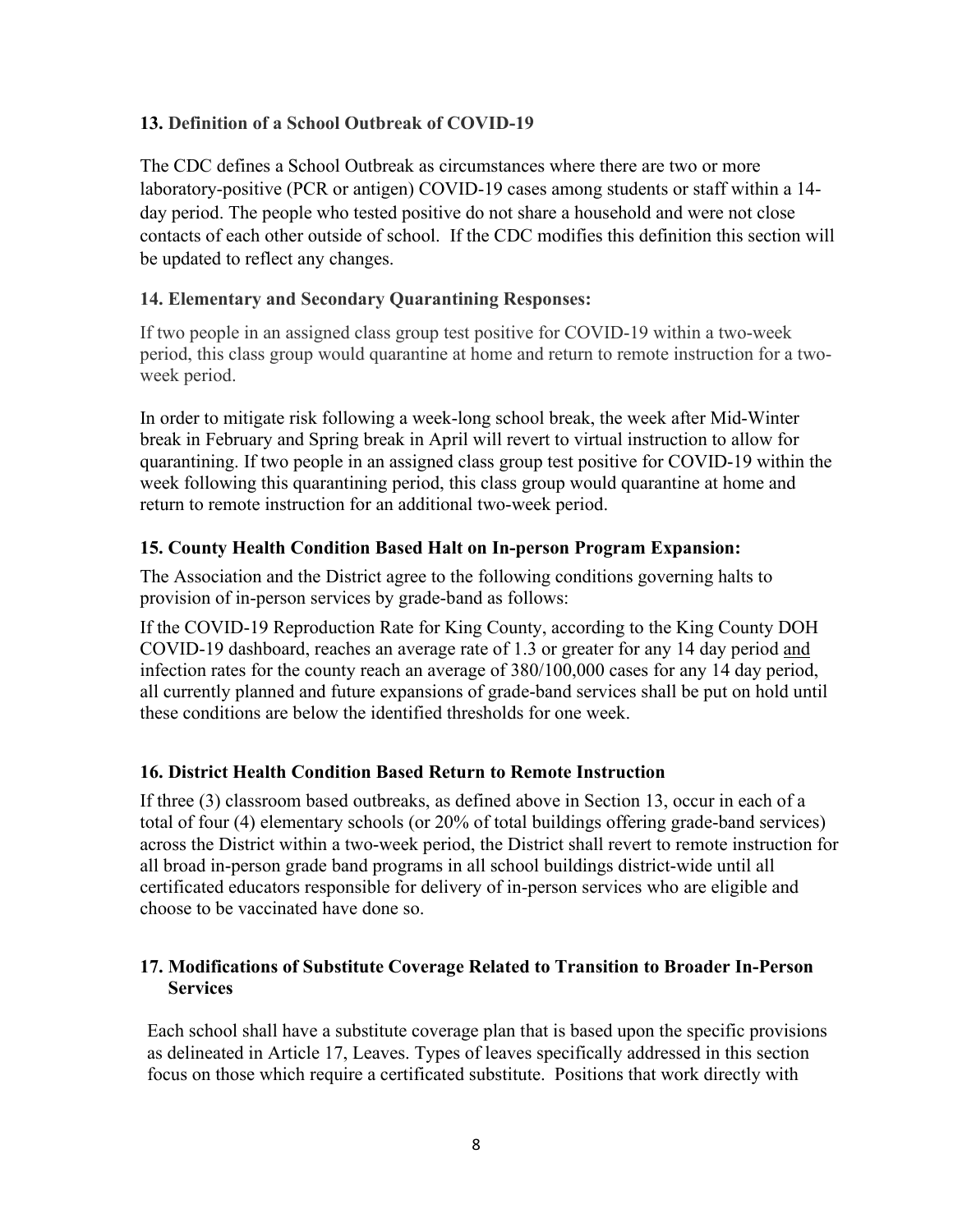**13. Definition of a School Outbreak of COVID-19**

The CDC defines a School Outbreak as circumstances where there are two or more laboratory-positive (PCR or antigen) COVID-19 cases among students or staff within a 14-day period. The people who tested positive do not share a household and were not close contacts of each other outside of school. If the CDC modifies this definition this section will be updated to reflect any changes.

**14. Elementary and Secondary Quarantining Responses:**

If two people in an assigned class group test positive for COVID-19 within a two-week period, this class group would quarantine at home and return to remote instruction for a two-week period.

In order to mitigate risk following a week-long school break, the week after Mid-Winter break in February and Spring break in April will revert to virtual instruction to allow for quarantining. If two people in an assigned class group test positive for COVID-19 within the week following this quarantining period, this class group would quarantine at home and return to remote instruction for an additional two-week period.

**15. County Health Condition Based Halt on In-person Program Expansion:**

The Association and the District agree to the following conditions governing halts to provision of in-person services by grade-band as follows:

If the COVID-19 Reproduction Rate for King County, according to the King County DOH COVID-19 dashboard, reaches an average rate of 1.3 or greater for any 14 day period and infection rates for the county reach an average of 380/100,000 cases for any 14 day period, all currently planned and future expansions of grade-band services shall be put on hold until these conditions are below the identified thresholds for one week.

**16. District Health Condition Based Return to Remote Instruction**

If three (3) classroom based outbreaks, as defined above in Section 13, occur in each of a total of four (4) elementary schools (or 20% of total buildings offering grade-band services) across the District within a two-week period, the District shall revert to remote instruction for all broad in-person grade band programs in all school buildings district-wide until all certificated educators responsible for delivery of in-person services who are eligible and choose to be vaccinated have done so.

**17. Modifications of Substitute Coverage Related to Transition to Broader In-Person Services**

Each school shall have a substitute coverage plan that is based upon the specific provisions as delineated in Article 17, Leaves. Types of leaves specifically addressed in this section focus on those which require a certificated substitute. Positions that work directly with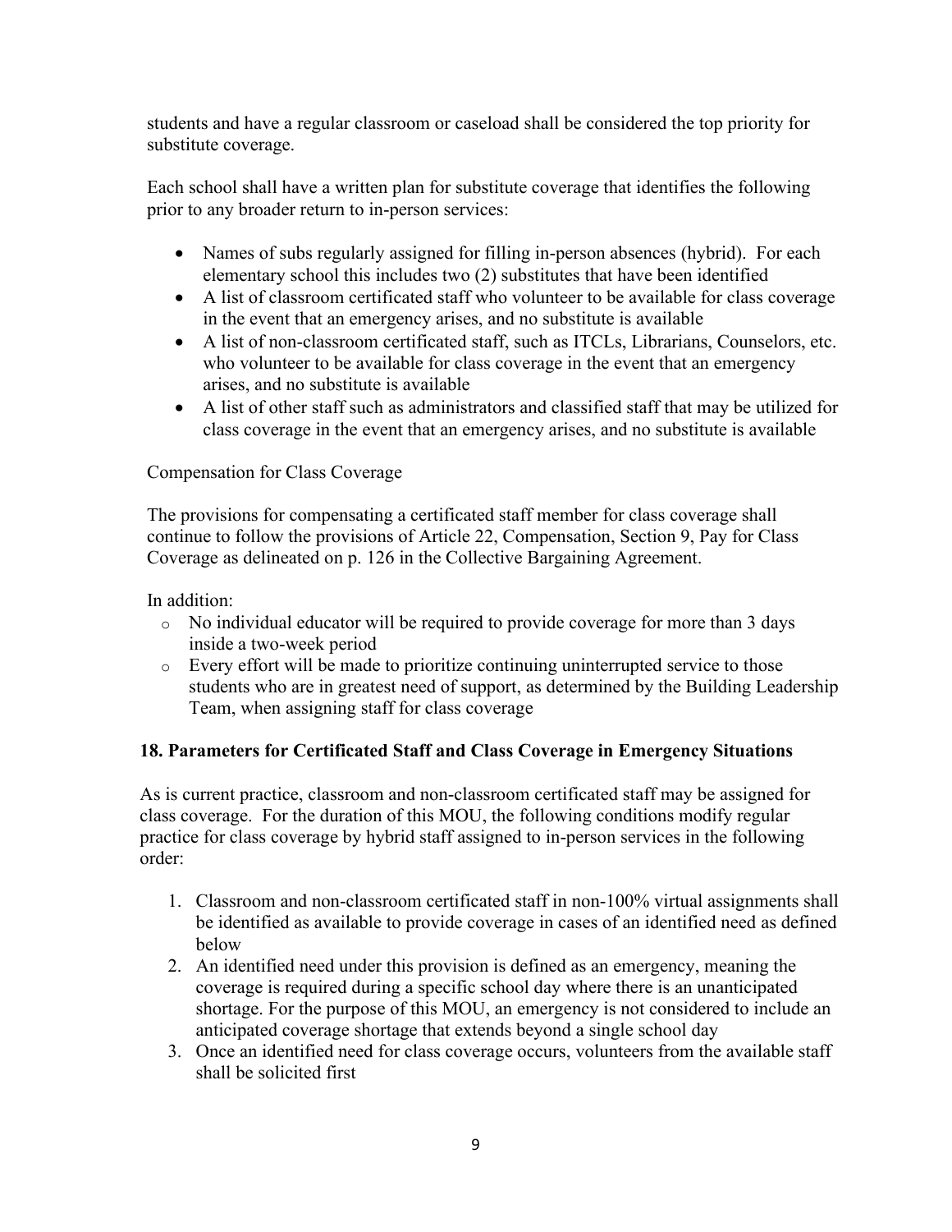students and have a regular classroom or caseload shall be considered the top priority for substitute coverage.

Each school shall have a written plan for substitute coverage that identifies the following prior to any broader return to in-person services:

- Names of subs regularly assigned for filling in-person absences (hybrid). For each elementary school this includes two (2) substitutes that have been identified
- A list of classroom certificated staff who volunteer to be available for class coverage in the event that an emergency arises, and no substitute is available
- A list of non-classroom certificated staff, such as ITCLs, Librarians, Counselors, etc. who volunteer to be available for class coverage in the event that an emergency arises, and no substitute is available
- A list of other staff such as administrators and classified staff that may be utilized for class coverage in the event that an emergency arises, and no substitute is available

Compensation for Class Coverage

The provisions for compensating a certificated staff member for class coverage shall continue to follow the provisions of Article 22, Compensation, Section 9, Pay for Class Coverage as delineated on p. 126 in the Collective Bargaining Agreement.

In addition:

- No individual educator will be required to provide coverage for more than 3 days inside a two-week period
- Every effort will be made to prioritize continuing uninterrupted service to those students who are in greatest need of support, as determined by the Building Leadership Team, when assigning staff for class coverage

**18. Parameters for Certificated Staff and Class Coverage in Emergency Situations**

As is current practice, classroom and non-classroom certificated staff may be assigned for class coverage. For the duration of this MOU, the following conditions modify regular practice for class coverage by hybrid staff assigned to in-person services in the following order:

1. Classroom and non-classroom certificated staff in non-100% virtual assignments shall be identified as available to provide coverage in cases of an identified need as defined below
2. An identified need under this provision is defined as an emergency, meaning the coverage is required during a specific school day where there is an unanticipated shortage. For the purpose of this MOU, an emergency is not considered to include an anticipated coverage shortage that extends beyond a single school day
3. Once an identified need for class coverage occurs, volunteers from the available staff shall be solicited first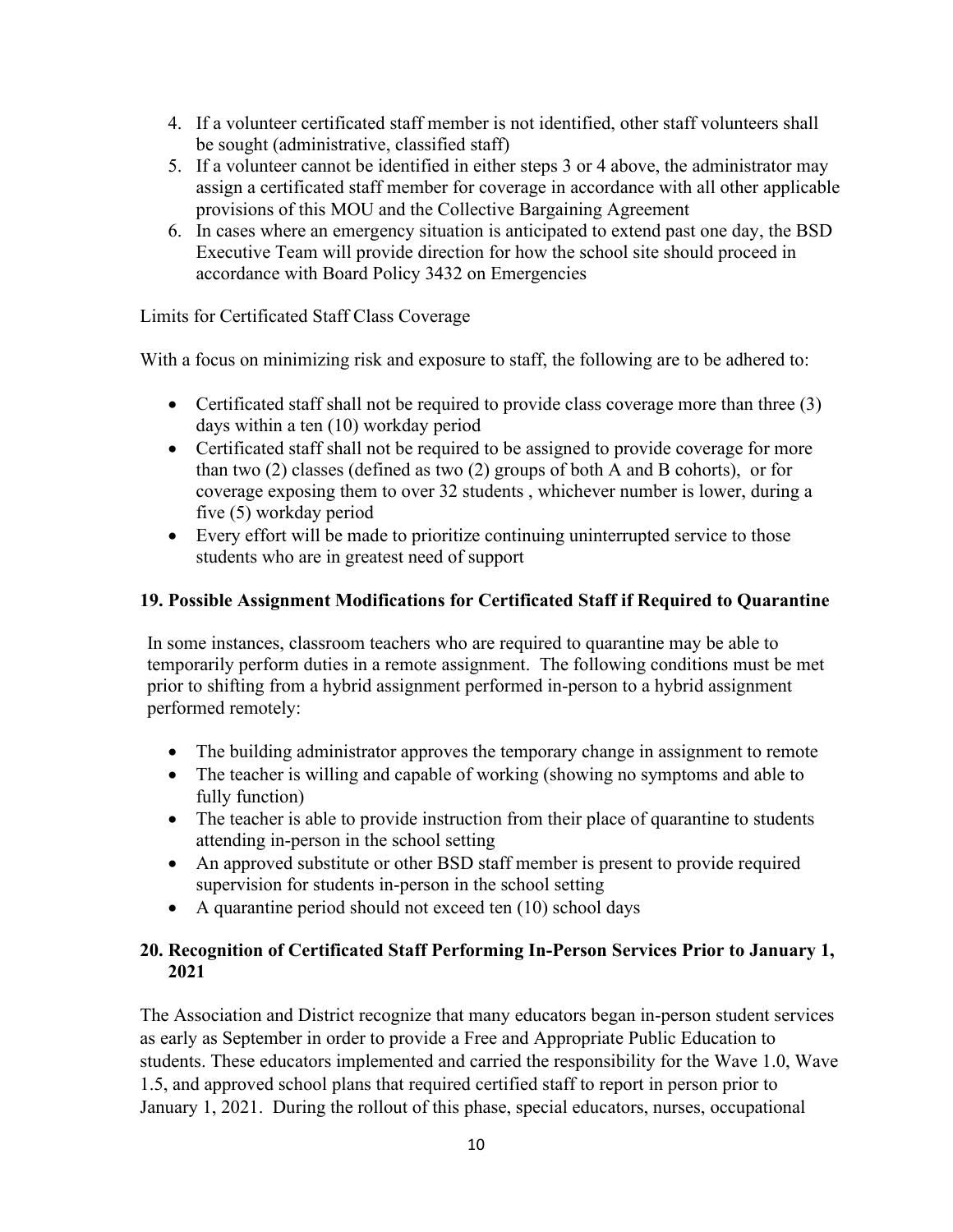4. If a volunteer certificated staff member is not identified, other staff volunteers shall be sought (administrative, classified staff)
5. If a volunteer cannot be identified in either steps 3 or 4 above, the administrator may assign a certificated staff member for coverage in accordance with all other applicable provisions of this MOU and the Collective Bargaining Agreement
6. In cases where an emergency situation is anticipated to extend past one day, the BSD Executive Team will provide direction for how the school site should proceed in accordance with Board Policy 3432 on Emergencies

Limits for Certificated Staff Class Coverage

With a focus on minimizing risk and exposure to staff, the following are to be adhered to:

- Certificated staff shall not be required to provide class coverage more than three (3) days within a ten (10) workday period
- Certificated staff shall not be required to be assigned to provide coverage for more than two (2) classes (defined as two (2) groups of both A and B cohorts), or for coverage exposing them to over 32 students , whichever number is lower, during a five (5) workday period
- Every effort will be made to prioritize continuing uninterrupted service to those students who are in greatest need of support

## 19. Possible Assignment Modifications for Certificated Staff if Required to Quarantine

In some instances, classroom teachers who are required to quarantine may be able to temporarily perform duties in a remote assignment. The following conditions must be met prior to shifting from a hybrid assignment performed in-person to a hybrid assignment performed remotely:

- The building administrator approves the temporary change in assignment to remote
- The teacher is willing and capable of working (showing no symptoms and able to fully function)
- The teacher is able to provide instruction from their place of quarantine to students attending in-person in the school setting
- An approved substitute or other BSD staff member is present to provide required supervision for students in-person in the school setting
- A quarantine period should not exceed ten (10) school days

## 20. Recognition of Certificated Staff Performing In-Person Services Prior to January 1, 2021

The Association and District recognize that many educators began in-person student services as early as September in order to provide a Free and Appropriate Public Education to students. These educators implemented and carried the responsibility for the Wave 1.0, Wave 1.5, and approved school plans that required certified staff to report in person prior to January 1, 2021. During the rollout of this phase, special educators, nurses, occupational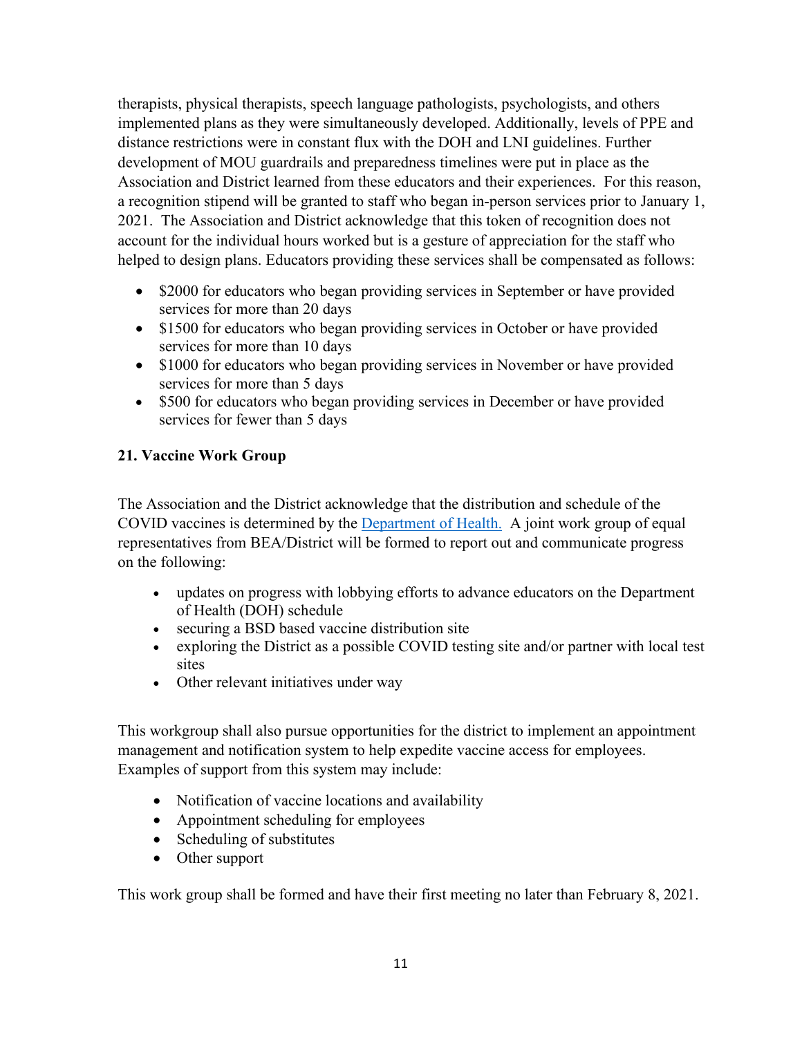therapists, physical therapists, speech language pathologists, psychologists, and others implemented plans as they were simultaneously developed. Additionally, levels of PPE and distance restrictions were in constant flux with the DOH and LNI guidelines. Further development of MOU guardrails and preparedness timelines were put in place as the Association and District learned from these educators and their experiences. For this reason, a recognition stipend will be granted to staff who began in-person services prior to January 1, 2021. The Association and District acknowledge that this token of recognition does not account for the individual hours worked but is a gesture of appreciation for the staff who helped to design plans. Educators providing these services shall be compensated as follows:

- $2000 for educators who began providing services in September or have provided services for more than 20 days
- $1500 for educators who began providing services in October or have provided services for more than 10 days
- $1000 for educators who began providing services in November or have provided services for more than 5 days
- $500 for educators who began providing services in December or have provided services for fewer than 5 days

**21. Vaccine Work Group**

The Association and the District acknowledge that the distribution and schedule of the COVID vaccines is determined by the Department of Health. A joint work group of equal representatives from BEA/District will be formed to report out and communicate progress on the following:

- updates on progress with lobbying efforts to advance educators on the Department of Health (DOH) schedule
- securing a BSD based vaccine distribution site
- exploring the District as a possible COVID testing site and/or partner with local test sites
- Other relevant initiatives under way

This workgroup shall also pursue opportunities for the district to implement an appointment management and notification system to help expedite vaccine access for employees. Examples of support from this system may include:

- Notification of vaccine locations and availability
- Appointment scheduling for employees
- Scheduling of substitutes
- Other support

This work group shall be formed and have their first meeting no later than February 8, 2021.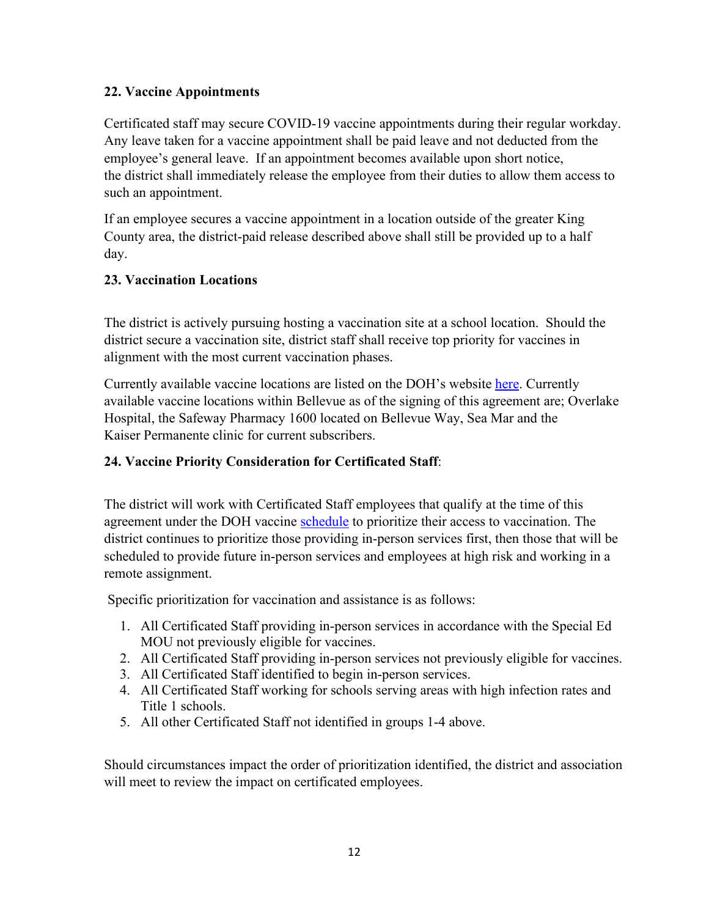### 22. Vaccine Appointments

Certificated staff may secure COVID-19 vaccine appointments during their regular workday. Any leave taken for a vaccine appointment shall be paid leave and not deducted from the employee's general leave. If an appointment becomes available upon short notice, the district shall immediately release the employee from their duties to allow them access to such an appointment.

If an employee secures a vaccine appointment in a location outside of the greater King County area, the district-paid release described above shall still be provided up to a half day.

### 23. Vaccination Locations

The district is actively pursuing hosting a vaccination site at a school location. Should the district secure a vaccination site, district staff shall receive top priority for vaccines in alignment with the most current vaccination phases.

Currently available vaccine locations are listed on the DOH's website here. Currently available vaccine locations within Bellevue as of the signing of this agreement are; Overlake Hospital, the Safeway Pharmacy 1600 located on Bellevue Way, Sea Mar and the Kaiser Permanente clinic for current subscribers.

### 24. Vaccine Priority Consideration for Certificated Staff:

The district will work with Certificated Staff employees that qualify at the time of this agreement under the DOH vaccine schedule to prioritize their access to vaccination. The district continues to prioritize those providing in-person services first, then those that will be scheduled to provide future in-person services and employees at high risk and working in a remote assignment.

Specific prioritization for vaccination and assistance is as follows:

1. All Certificated Staff providing in-person services in accordance with the Special Ed MOU not previously eligible for vaccines.
2. All Certificated Staff providing in-person services not previously eligible for vaccines.
3. All Certificated Staff identified to begin in-person services.
4. All Certificated Staff working for schools serving areas with high infection rates and Title 1 schools.
5. All other Certificated Staff not identified in groups 1-4 above.

Should circumstances impact the order of prioritization identified, the district and association will meet to review the impact on certificated employees.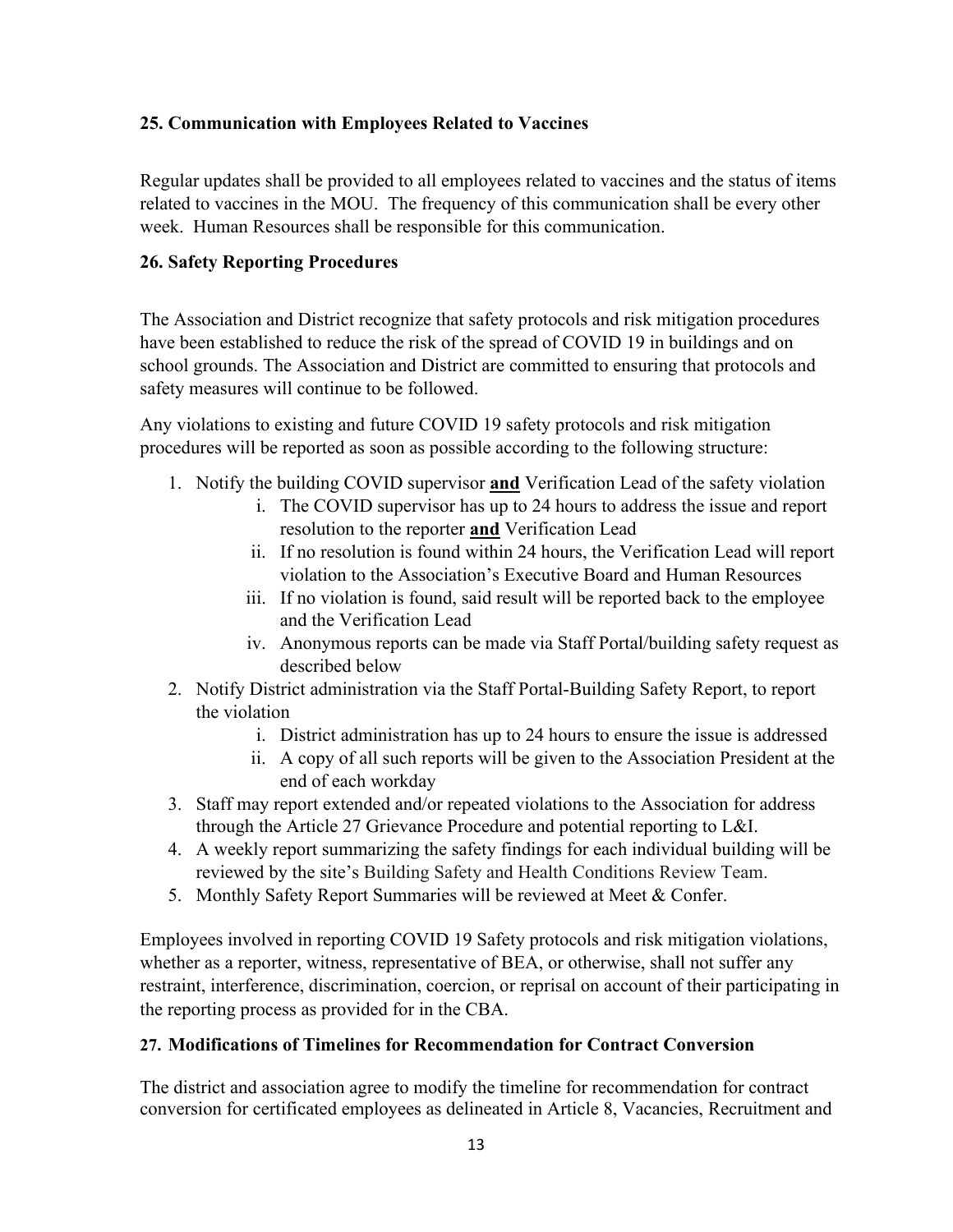### 25. Communication with Employees Related to Vaccines

Regular updates shall be provided to all employees related to vaccines and the status of items related to vaccines in the MOU. The frequency of this communication shall be every other week. Human Resources shall be responsible for this communication.

### 26. Safety Reporting Procedures

The Association and District recognize that safety protocols and risk mitigation procedures have been established to reduce the risk of the spread of COVID 19 in buildings and on school grounds. The Association and District are committed to ensuring that protocols and safety measures will continue to be followed.

Any violations to existing and future COVID 19 safety protocols and risk mitigation procedures will be reported as soon as possible according to the following structure:

1. Notify the building COVID supervisor **and** Verification Lead of the safety violation
   - i. The COVID supervisor has up to 24 hours to address the issue and report resolution to the reporter **and** Verification Lead
   - ii. If no resolution is found within 24 hours, the Verification Lead will report violation to the Association's Executive Board and Human Resources
   - iii. If no violation is found, said result will be reported back to the employee and the Verification Lead
   - iv. Anonymous reports can be made via Staff Portal/building safety request as described below
2. Notify District administration via the Staff Portal-Building Safety Report, to report the violation
   - i. District administration has up to 24 hours to ensure the issue is addressed
   - ii. A copy of all such reports will be given to the Association President at the end of each workday
3. Staff may report extended and/or repeated violations to the Association for address through the Article 27 Grievance Procedure and potential reporting to L&I.
4. A weekly report summarizing the safety findings for each individual building will be reviewed by the site's Building Safety and Health Conditions Review Team.
5. Monthly Safety Report Summaries will be reviewed at Meet & Confer.

Employees involved in reporting COVID 19 Safety protocols and risk mitigation violations, whether as a reporter, witness, representative of BEA, or otherwise, shall not suffer any restraint, interference, discrimination, coercion, or reprisal on account of their participating in the reporting process as provided for in the CBA.

### 27. Modifications of Timelines for Recommendation for Contract Conversion

The district and association agree to modify the timeline for recommendation for contract conversion for certificated employees as delineated in Article 8, Vacancies, Recruitment and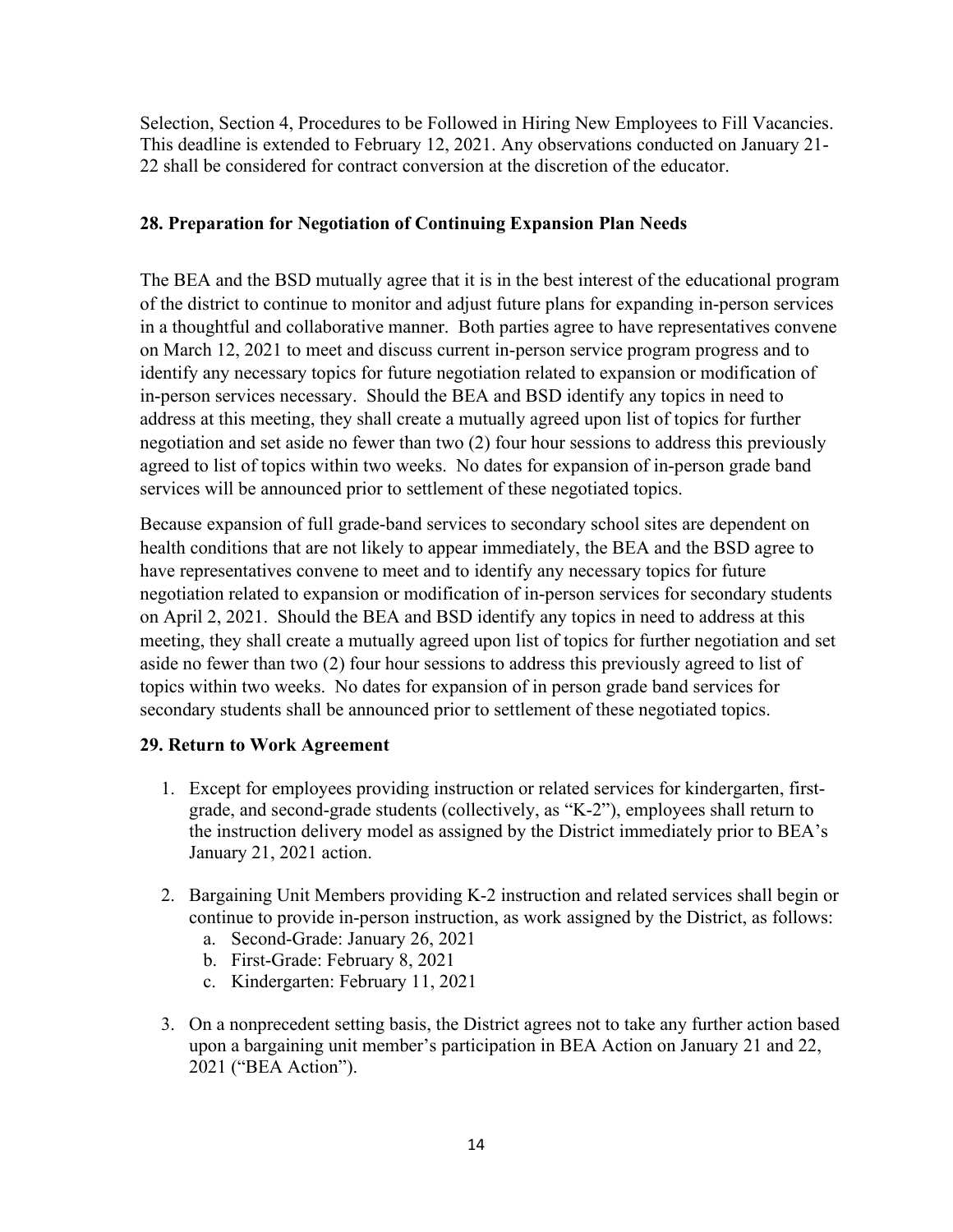Selection, Section 4, Procedures to be Followed in Hiring New Employees to Fill Vacancies. This deadline is extended to February 12, 2021. Any observations conducted on January 21-22 shall be considered for contract conversion at the discretion of the educator.

## 28. Preparation for Negotiation of Continuing Expansion Plan Needs

The BEA and the BSD mutually agree that it is in the best interest of the educational program of the district to continue to monitor and adjust future plans for expanding in-person services in a thoughtful and collaborative manner. Both parties agree to have representatives convene on March 12, 2021 to meet and discuss current in-person service program progress and to identify any necessary topics for future negotiation related to expansion or modification of in-person services necessary. Should the BEA and BSD identify any topics in need to address at this meeting, they shall create a mutually agreed upon list of topics for further negotiation and set aside no fewer than two (2) four hour sessions to address this previously agreed to list of topics within two weeks. No dates for expansion of in-person grade band services will be announced prior to settlement of these negotiated topics.

Because expansion of full grade-band services to secondary school sites are dependent on health conditions that are not likely to appear immediately, the BEA and the BSD agree to have representatives convene to meet and to identify any necessary topics for future negotiation related to expansion or modification of in-person services for secondary students on April 2, 2021. Should the BEA and BSD identify any topics in need to address at this meeting, they shall create a mutually agreed upon list of topics for further negotiation and set aside no fewer than two (2) four hour sessions to address this previously agreed to list of topics within two weeks. No dates for expansion of in person grade band services for secondary students shall be announced prior to settlement of these negotiated topics.

## 29. Return to Work Agreement

1. Except for employees providing instruction or related services for kindergarten, first-grade, and second-grade students (collectively, as "K-2"), employees shall return to the instruction delivery model as assigned by the District immediately prior to BEA's January 21, 2021 action.
2. Bargaining Unit Members providing K-2 instruction and related services shall begin or continue to provide in-person instruction, as work assigned by the District, as follows:
   a. Second-Grade: January 26, 2021
   b. First-Grade: February 8, 2021
   c. Kindergarten: February 11, 2021
3. On a nonprecedent setting basis, the District agrees not to take any further action based upon a bargaining unit member's participation in BEA Action on January 21 and 22, 2021 ("BEA Action").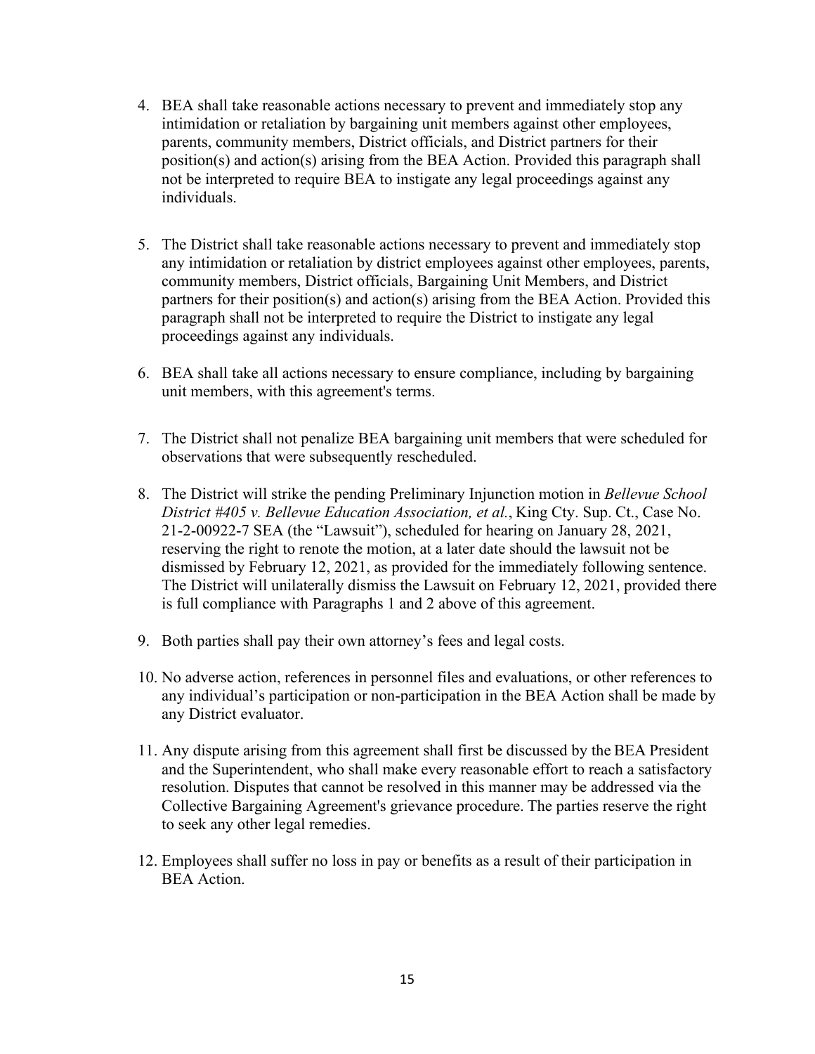4. BEA shall take reasonable actions necessary to prevent and immediately stop any intimidation or retaliation by bargaining unit members against other employees, parents, community members, District officials, and District partners for their position(s) and action(s) arising from the BEA Action. Provided this paragraph shall not be interpreted to require BEA to instigate any legal proceedings against any individuals.

5. The District shall take reasonable actions necessary to prevent and immediately stop any intimidation or retaliation by district employees against other employees, parents, community members, District officials, Bargaining Unit Members, and District partners for their position(s) and action(s) arising from the BEA Action. Provided this paragraph shall not be interpreted to require the District to instigate any legal proceedings against any individuals.

6. BEA shall take all actions necessary to ensure compliance, including by bargaining unit members, with this agreement's terms.

7. The District shall not penalize BEA bargaining unit members that were scheduled for observations that were subsequently rescheduled.

8. The District will strike the pending Preliminary Injunction motion in *Bellevue School District #405 v. Bellevue Education Association, et al.*, King Cty. Sup. Ct., Case No. 21-2-00922-7 SEA (the "Lawsuit"), scheduled for hearing on January 28, 2021, reserving the right to renote the motion, at a later date should the lawsuit not be dismissed by February 12, 2021, as provided for the immediately following sentence. The District will unilaterally dismiss the Lawsuit on February 12, 2021, provided there is full compliance with Paragraphs 1 and 2 above of this agreement.

9. Both parties shall pay their own attorney's fees and legal costs.

10. No adverse action, references in personnel files and evaluations, or other references to any individual's participation or non-participation in the BEA Action shall be made by any District evaluator.

11. Any dispute arising from this agreement shall first be discussed by the BEA President and the Superintendent, who shall make every reasonable effort to reach a satisfactory resolution. Disputes that cannot be resolved in this manner may be addressed via the Collective Bargaining Agreement's grievance procedure. The parties reserve the right to seek any other legal remedies.

12. Employees shall suffer no loss in pay or benefits as a result of their participation in BEA Action.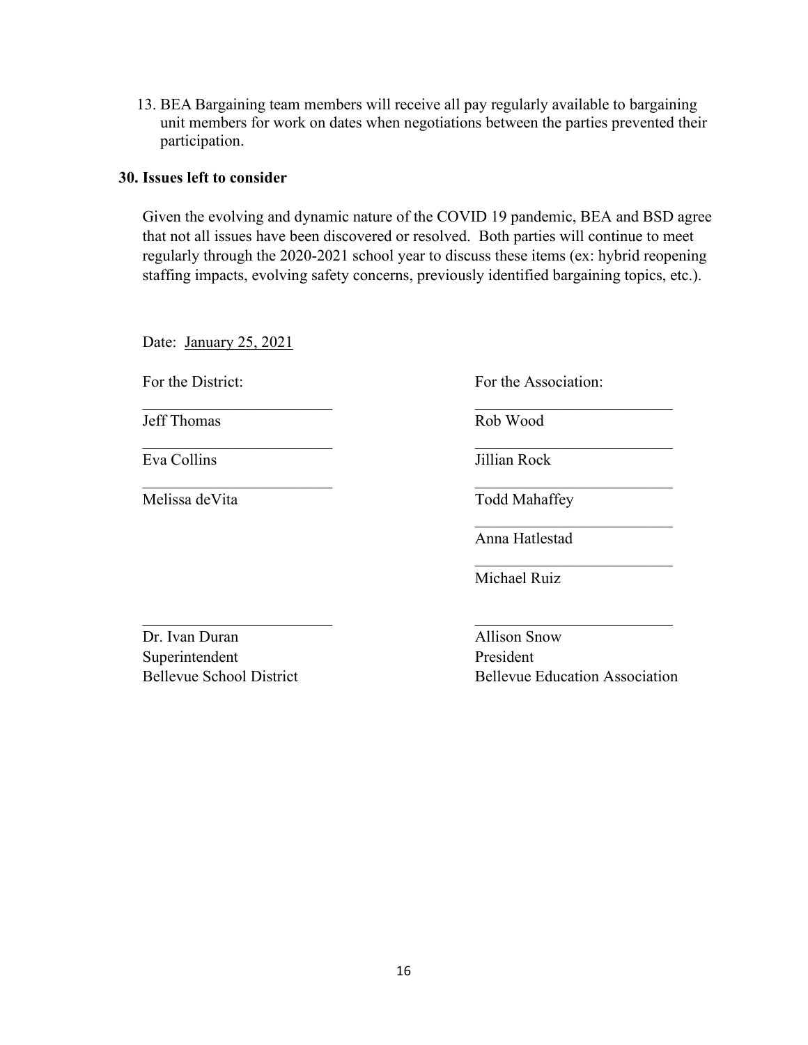13. BEA Bargaining team members will receive all pay regularly available to bargaining unit members for work on dates when negotiations between the parties prevented their participation.

**30. Issues left to consider**

Given the evolving and dynamic nature of the COVID 19 pandemic, BEA and BSD agree that not all issues have been discovered or resolved. Both parties will continue to meet regularly through the 2020-2021 school year to discuss these items (ex: hybrid reopening staffing impacts, evolving safety concerns, previously identified bargaining topics, etc.).

Date: January 25, 2021

| For the District: | For the Association: |
| --- | --- |
| \_\_\_\_\_\_\_\_\_\_\_\_\_\_\_\_\_\_\_\_\_\_\_\_\_ Jeff Thomas | \_\_\_\_\_\_\_\_\_\_\_\_\_\_\_\_\_\_\_\_\_\_\_\_\_ Rob Wood |
| \_\_\_\_\_\_\_\_\_\_\_\_\_\_\_\_\_\_\_\_\_\_\_\_\_ Eva Collins | \_\_\_\_\_\_\_\_\_\_\_\_\_\_\_\_\_\_\_\_\_\_\_\_\_ Jillian Rock |
| \_\_\_\_\_\_\_\_\_\_\_\_\_\_\_\_\_\_\_\_\_\_\_\_\_ Melissa deVita | \_\_\_\_\_\_\_\_\_\_\_\_\_\_\_\_\_\_\_\_\_\_\_\_\_ Todd Mahaffey |
| | \_\_\_\_\_\_\_\_\_\_\_\_\_\_\_\_\_\_\_\_\_\_\_\_\_ Anna Hatlestad |
| | \_\_\_\_\_\_\_\_\_\_\_\_\_\_\_\_\_\_\_\_\_\_\_\_\_ Michael Ruiz |
| \_\_\_\_\_\_\_\_\_\_\_\_\_\_\_\_\_\_\_\_\_\_\_\_\_ Dr. Ivan Duran<br>Superintendent<br>Bellevue School District | \_\_\_\_\_\_\_\_\_\_\_\_\_\_\_\_\_\_\_\_\_\_\_\_\_ Allison Snow<br>President<br>Bellevue Education Association |